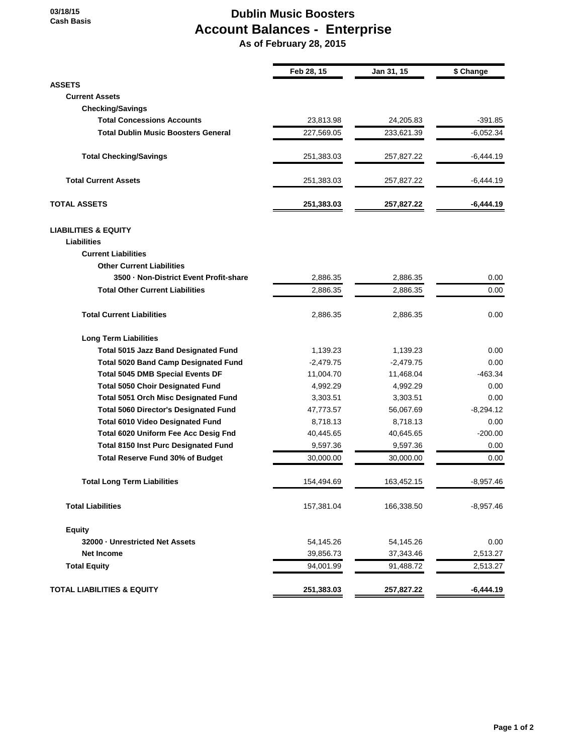03/18/15
Cash Basis

# Dublin Music Boosters
## Account Balances - Enterprise
### As of February 28, 2015

| | Feb 28, 15 | Jan 31, 15 | $ Change |
|---|---|---|---|
| **ASSETS** | | | |
| **Current Assets** | | | |
| **Checking/Savings** | | | |
| **Total Concessions Accounts** | 23,813.98 | 24,205.83 | -391.85 |
| **Total Dublin Music Boosters General** | 227,569.05 | 233,621.39 | -6,052.34 |
| **Total Checking/Savings** | 251,383.03 | 257,827.22 | -6,444.19 |
| **Total Current Assets** | 251,383.03 | 257,827.22 | -6,444.19 |
| **TOTAL ASSETS** | **251,383.03** | **257,827.22** | **-6,444.19** |
| **LIABILITIES & EQUITY** | | | |
| **Liabilities** | | | |
| **Current Liabilities** | | | |
| **Other Current Liabilities** | | | |
| **3500 · Non-District Event Profit-share** | 2,886.35 | 2,886.35 | 0.00 |
| **Total Other Current Liabilities** | 2,886.35 | 2,886.35 | 0.00 |
| **Total Current Liabilities** | 2,886.35 | 2,886.35 | 0.00 |
| **Long Term Liabilities** | | | |
| **Total 5015 Jazz Band Designated Fund** | 1,139.23 | 1,139.23 | 0.00 |
| **Total 5020 Band Camp Designated Fund** | -2,479.75 | -2,479.75 | 0.00 |
| **Total 5045 DMB Special Events DF** | 11,004.70 | 11,468.04 | -463.34 |
| **Total 5050 Choir Designated Fund** | 4,992.29 | 4,992.29 | 0.00 |
| **Total 5051 Orch Misc Designated Fund** | 3,303.51 | 3,303.51 | 0.00 |
| **Total 5060 Director's Designated Fund** | 47,773.57 | 56,067.69 | -8,294.12 |
| **Total 6010 Video Designated Fund** | 8,718.13 | 8,718.13 | 0.00 |
| **Total 6020 Uniform Fee Acc Desig Fnd** | 40,445.65 | 40,645.65 | -200.00 |
| **Total 8150 Inst Purc Designated Fund** | 9,597.36 | 9,597.36 | 0.00 |
| **Total Reserve Fund 30% of Budget** | 30,000.00 | 30,000.00 | 0.00 |
| **Total Long Term Liabilities** | 154,494.69 | 163,452.15 | -8,957.46 |
| **Total Liabilities** | 157,381.04 | 166,338.50 | -8,957.46 |
| **Equity** | | | |
| **32000 · Unrestricted Net Assets** | 54,145.26 | 54,145.26 | 0.00 |
| **Net Income** | 39,856.73 | 37,343.46 | 2,513.27 |
| **Total Equity** | 94,001.99 | 91,488.72 | 2,513.27 |
| **TOTAL LIABILITIES & EQUITY** | **251,383.03** | **257,827.22** | **-6,444.19** |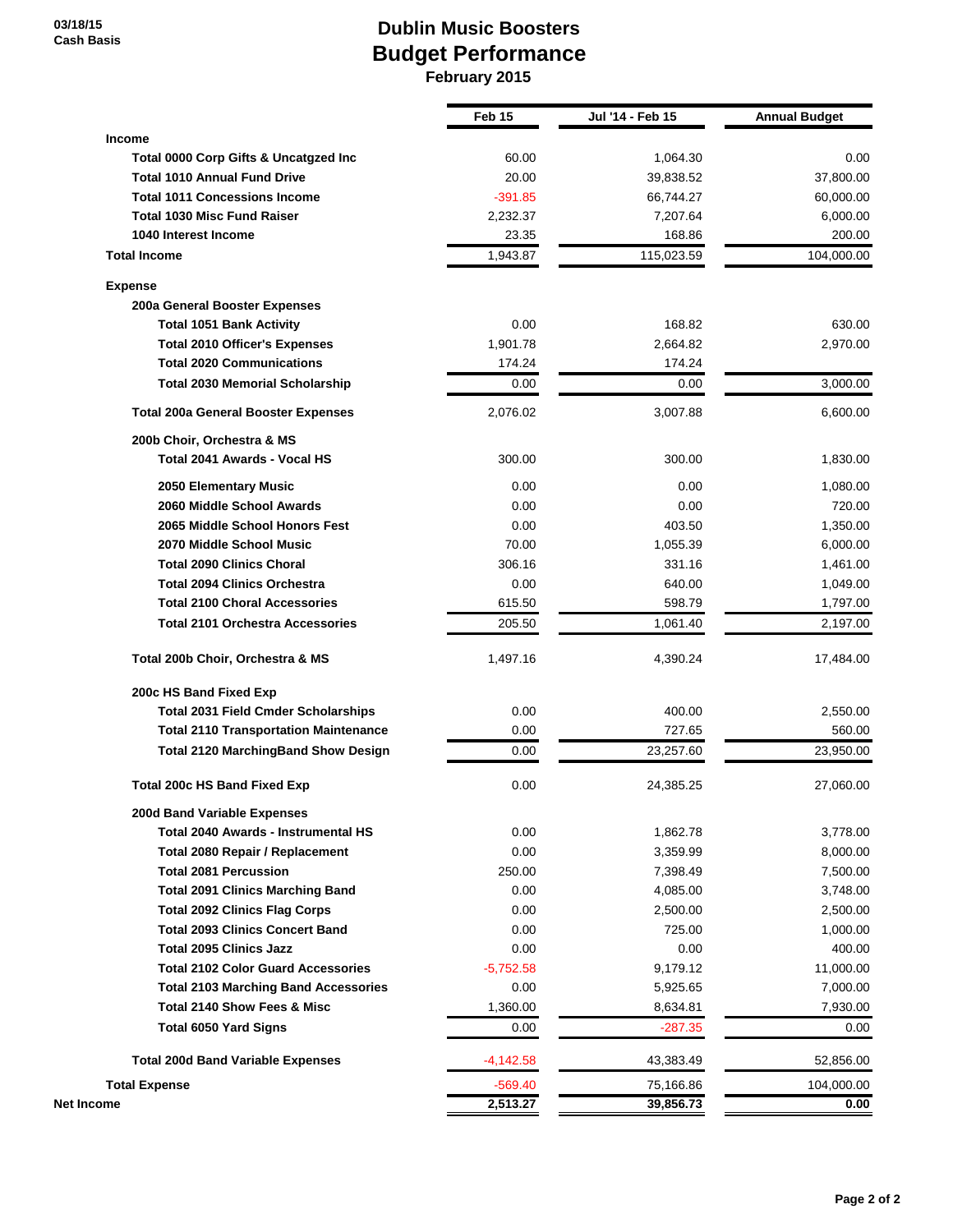03/18/15
Cash Basis

# Dublin Music Boosters
# Budget Performance
## February 2015

| | Feb 15 | Jul '14 - Feb 15 | Annual Budget |
|---|---|---|---|
| **Income** | | | |
| **Total 0000 Corp Gifts & Uncatgzed Inc** | 60.00 | 1,064.30 | 0.00 |
| **Total 1010 Annual Fund Drive** | 20.00 | 39,838.52 | 37,800.00 |
| **Total 1011 Concessions Income** | -391.85 | 66,744.27 | 60,000.00 |
| **Total 1030 Misc Fund Raiser** | 2,232.37 | 7,207.64 | 6,000.00 |
| **1040 Interest Income** | 23.35 | 168.86 | 200.00 |
| **Total Income** | 1,943.87 | 115,023.59 | 104,000.00 |
| **Expense** | | | |
| **200a General Booster Expenses** | | | |
| **Total 1051 Bank Activity** | 0.00 | 168.82 | 630.00 |
| **Total 2010 Officer's Expenses** | 1,901.78 | 2,664.82 | 2,970.00 |
| **Total 2020 Communications** | 174.24 | 174.24 | |
| **Total 2030 Memorial Scholarship** | 0.00 | 0.00 | 3,000.00 |
| **Total 200a General Booster Expenses** | 2,076.02 | 3,007.88 | 6,600.00 |
| **200b Choir, Orchestra & MS** | | | |
| **Total 2041 Awards - Vocal HS** | 300.00 | 300.00 | 1,830.00 |
| **2050 Elementary Music** | 0.00 | 0.00 | 1,080.00 |
| **2060 Middle School Awards** | 0.00 | 0.00 | 720.00 |
| **2065 Middle School Honors Fest** | 0.00 | 403.50 | 1,350.00 |
| **2070 Middle School Music** | 70.00 | 1,055.39 | 6,000.00 |
| **Total 2090 Clinics Choral** | 306.16 | 331.16 | 1,461.00 |
| **Total 2094 Clinics Orchestra** | 0.00 | 640.00 | 1,049.00 |
| **Total 2100 Choral Accessories** | 615.50 | 598.79 | 1,797.00 |
| **Total 2101 Orchestra Accessories** | 205.50 | 1,061.40 | 2,197.00 |
| **Total 200b Choir, Orchestra & MS** | 1,497.16 | 4,390.24 | 17,484.00 |
| **200c HS Band Fixed Exp** | | | |
| **Total 2031 Field Cmder Scholarships** | 0.00 | 400.00 | 2,550.00 |
| **Total 2110 Transportation Maintenance** | 0.00 | 727.65 | 560.00 |
| **Total 2120 MarchingBand Show Design** | 0.00 | 23,257.60 | 23,950.00 |
| **Total 200c HS Band Fixed Exp** | 0.00 | 24,385.25 | 27,060.00 |
| **200d Band Variable Expenses** | | | |
| **Total 2040 Awards - Instrumental HS** | 0.00 | 1,862.78 | 3,778.00 |
| **Total 2080 Repair / Replacement** | 0.00 | 3,359.99 | 8,000.00 |
| **Total 2081 Percussion** | 250.00 | 7,398.49 | 7,500.00 |
| **Total 2091 Clinics Marching Band** | 0.00 | 4,085.00 | 3,748.00 |
| **Total 2092 Clinics Flag Corps** | 0.00 | 2,500.00 | 2,500.00 |
| **Total 2093 Clinics Concert Band** | 0.00 | 725.00 | 1,000.00 |
| **Total 2095 Clinics Jazz** | 0.00 | 0.00 | 400.00 |
| **Total 2102 Color Guard Accessories** | -5,752.58 | 9,179.12 | 11,000.00 |
| **Total 2103 Marching Band Accessories** | 0.00 | 5,925.65 | 7,000.00 |
| **Total 2140 Show Fees & Misc** | 1,360.00 | 8,634.81 | 7,930.00 |
| **Total 6050 Yard Signs** | 0.00 | -287.35 | 0.00 |
| **Total 200d Band Variable Expenses** | -4,142.58 | 43,383.49 | 52,856.00 |
| **Total Expense** | -569.40 | 75,166.86 | 104,000.00 |
| **Net Income** | **2,513.27** | **39,856.73** | **0.00** |